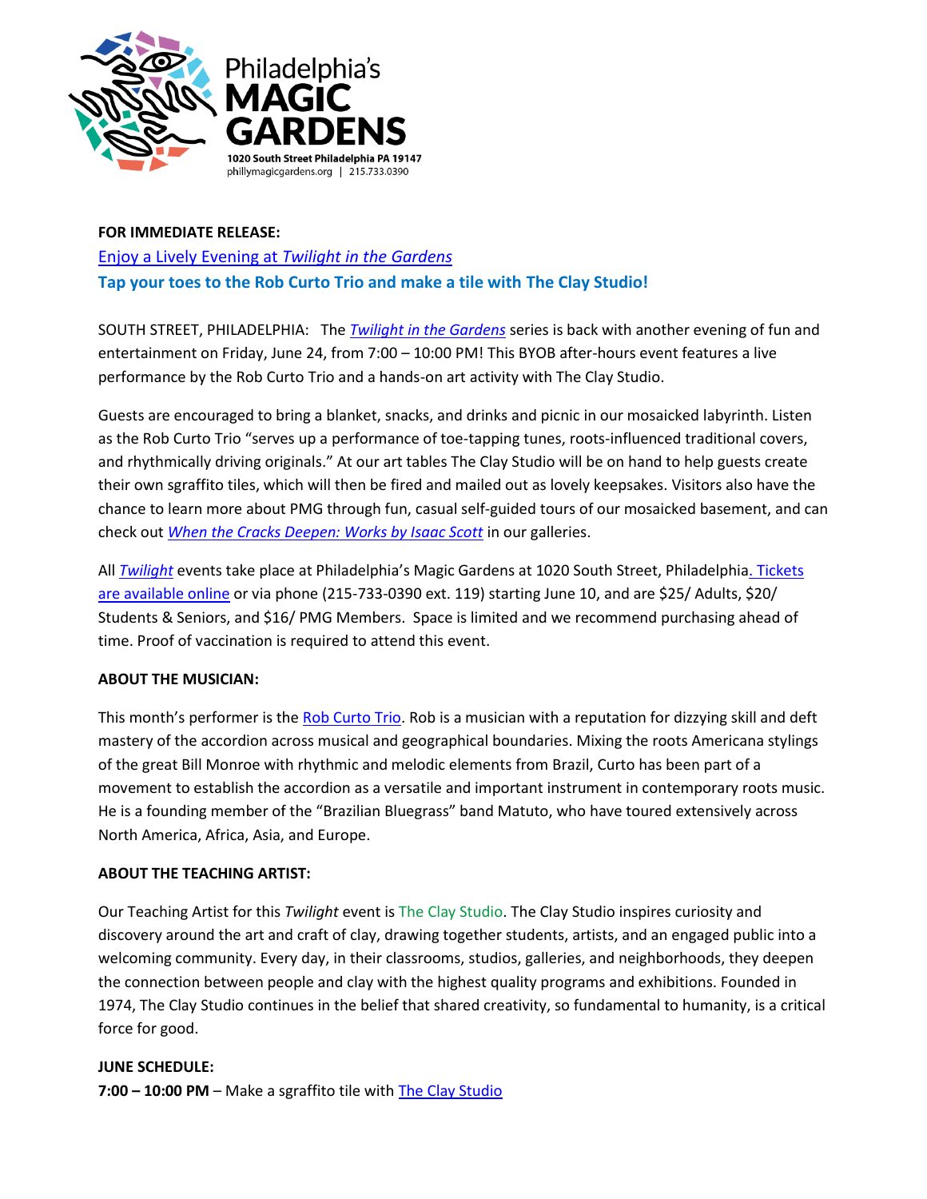Philadelphia's
**MAGIC GARDENS**
**1020 South Street Philadelphia PA 19147**
phillymagicgardens.org | 215.733.0390

**FOR IMMEDIATE RELEASE:**

Enjoy a Lively Evening at *Twilight in the Gardens*

**Tap your toes to the Rob Curto Trio and make a tile with The Clay Studio!**

SOUTH STREET, PHILADELPHIA: The *Twilight in the Gardens* series is back with another evening of fun and entertainment on Friday, June 24, from 7:00 – 10:00 PM! This BYOB after-hours event features a live performance by the Rob Curto Trio and a hands-on art activity with The Clay Studio.

Guests are encouraged to bring a blanket, snacks, and drinks and picnic in our mosaicked labyrinth. Listen as the Rob Curto Trio "serves up a performance of toe-tapping tunes, roots-influenced traditional covers, and rhythmically driving originals." At our art tables The Clay Studio will be on hand to help guests create their own sgraffito tiles, which will then be fired and mailed out as lovely keepsakes. Visitors also have the chance to learn more about PMG through fun, casual self-guided tours of our mosaicked basement, and can check out *When the Cracks Deepen: Works by Isaac Scott* in our galleries.

All *Twilight* events take place at Philadelphia's Magic Gardens at 1020 South Street, Philadelphia. Tickets are available online or via phone (215-733-0390 ext. 119) starting June 10, and are $25/ Adults, $20/ Students & Seniors, and $16/ PMG Members. Space is limited and we recommend purchasing ahead of time. Proof of vaccination is required to attend this event.

**ABOUT THE MUSICIAN:**

This month's performer is the Rob Curto Trio. Rob is a musician with a reputation for dizzying skill and deft mastery of the accordion across musical and geographical boundaries. Mixing the roots Americana stylings of the great Bill Monroe with rhythmic and melodic elements from Brazil, Curto has been part of a movement to establish the accordion as a versatile and important instrument in contemporary roots music. He is a founding member of the "Brazilian Bluegrass" band Matuto, who have toured extensively across North America, Africa, Asia, and Europe.

**ABOUT THE TEACHING ARTIST:**

Our Teaching Artist for this *Twilight* event is The Clay Studio. The Clay Studio inspires curiosity and discovery around the art and craft of clay, drawing together students, artists, and an engaged public into a welcoming community. Every day, in their classrooms, studios, galleries, and neighborhoods, they deepen the connection between people and clay with the highest quality programs and exhibitions. Founded in 1974, The Clay Studio continues in the belief that shared creativity, so fundamental to humanity, is a critical force for good.

**JUNE SCHEDULE:**

**7:00 – 10:00 PM** – Make a sgraffito tile with The Clay Studio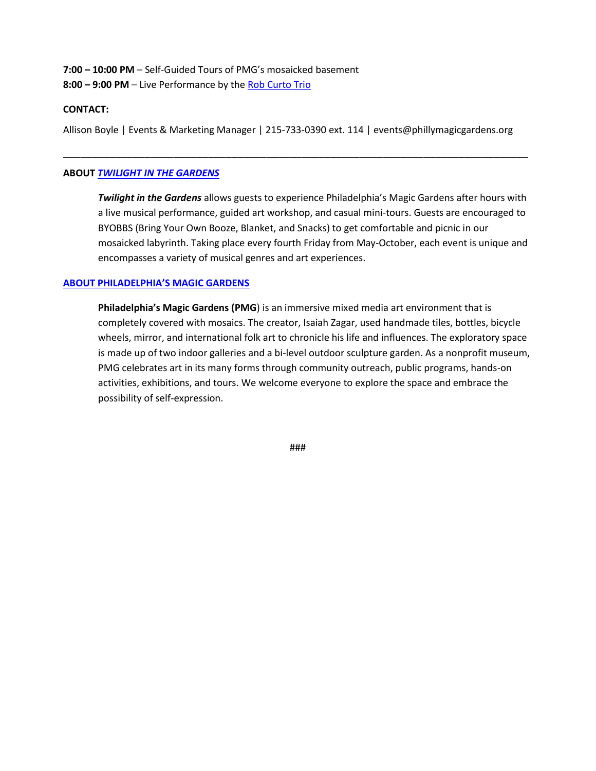**7:00 – 10:00 PM** – Self-Guided Tours of PMG's mosaicked basement
**8:00 – 9:00 PM** – Live Performance by the Rob Curto Trio

**CONTACT:**

Allison Boyle | Events & Marketing Manager | 215-733-0390 ext. 114 | events@phillymagicgardens.org

---

**ABOUT *TWILIGHT IN THE GARDENS***

***Twilight in the Gardens*** allows guests to experience Philadelphia's Magic Gardens after hours with a live musical performance, guided art workshop, and casual mini-tours. Guests are encouraged to BYOBBS (Bring Your Own Booze, Blanket, and Snacks) to get comfortable and picnic in our mosaicked labyrinth. Taking place every fourth Friday from May-October, each event is unique and encompasses a variety of musical genres and art experiences.

**ABOUT PHILADELPHIA'S MAGIC GARDENS**

**Philadelphia's Magic Gardens (PMG**) is an immersive mixed media art environment that is completely covered with mosaics. The creator, Isaiah Zagar, used handmade tiles, bottles, bicycle wheels, mirror, and international folk art to chronicle his life and influences. The exploratory space is made up of two indoor galleries and a bi-level outdoor sculpture garden. As a nonprofit museum, PMG celebrates art in its many forms through community outreach, public programs, hands-on activities, exhibitions, and tours. We welcome everyone to explore the space and embrace the possibility of self-expression.

###